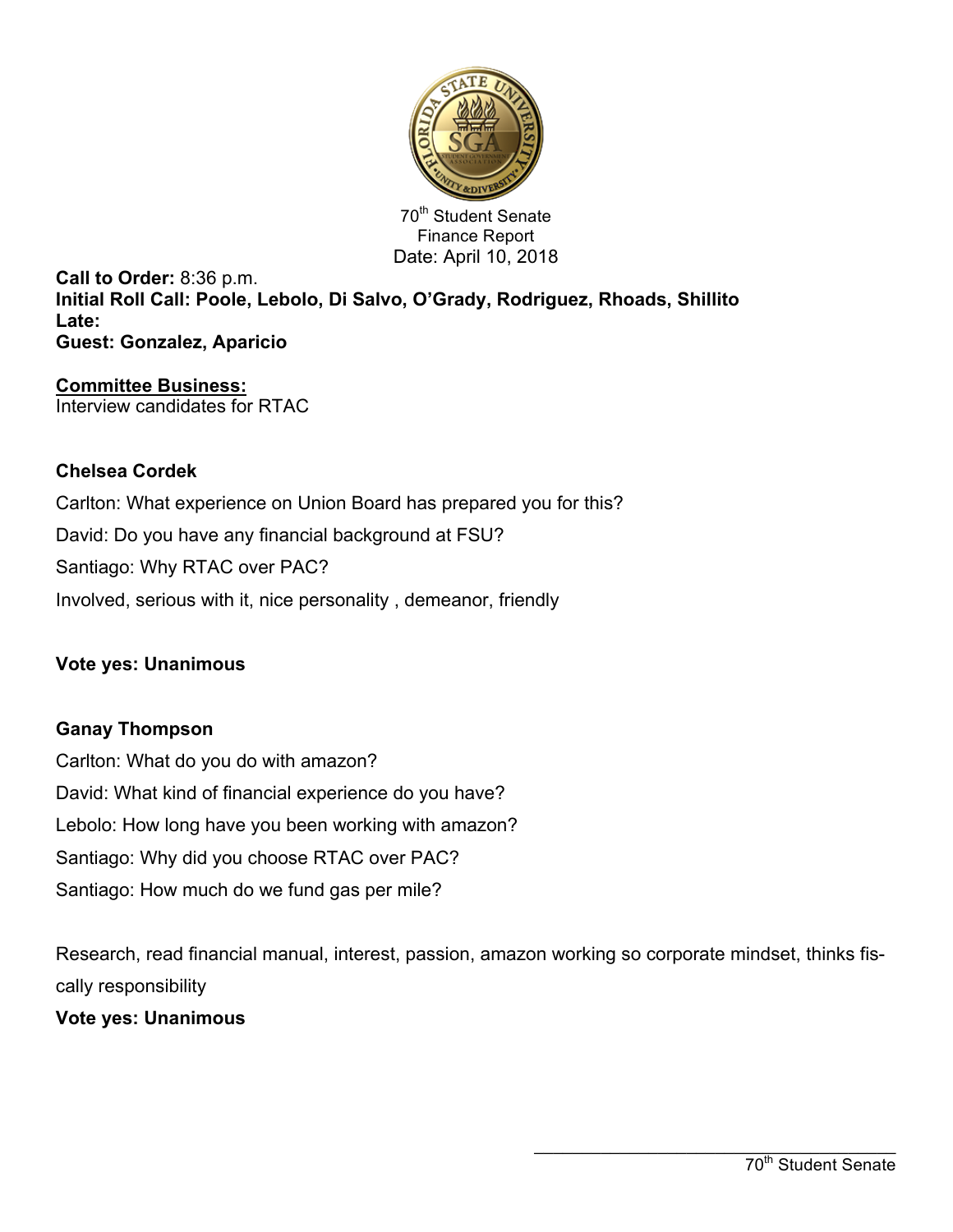70th Student Senate
Finance Report
Date: April 10, 2018

**Call to Order:** 8:36 p.m.
**Initial Roll Call: Poole, Lebolo, Di Salvo, O'Grady, Rodriguez, Rhoads, Shillito**
**Late:**
**Guest: Gonzalez, Aparicio**

**<u>Committee Business:</u>**
Interview candidates for RTAC

**Chelsea Cordek**

Carlton: What experience on Union Board has prepared you for this?

David: Do you have any financial background at FSU?

Santiago: Why RTAC over PAC?

Involved, serious with it, nice personality , demeanor, friendly

**Vote yes: Unanimous**

**Ganay Thompson**

Carlton: What do you do with amazon?

David: What kind of financial experience do you have?

Lebolo: How long have you been working with amazon?

Santiago: Why did you choose RTAC over PAC?

Santiago: How much do we fund gas per mile?

Research, read financial manual, interest, passion, amazon working so corporate mindset, thinks fiscally responsibility

**Vote yes: Unanimous**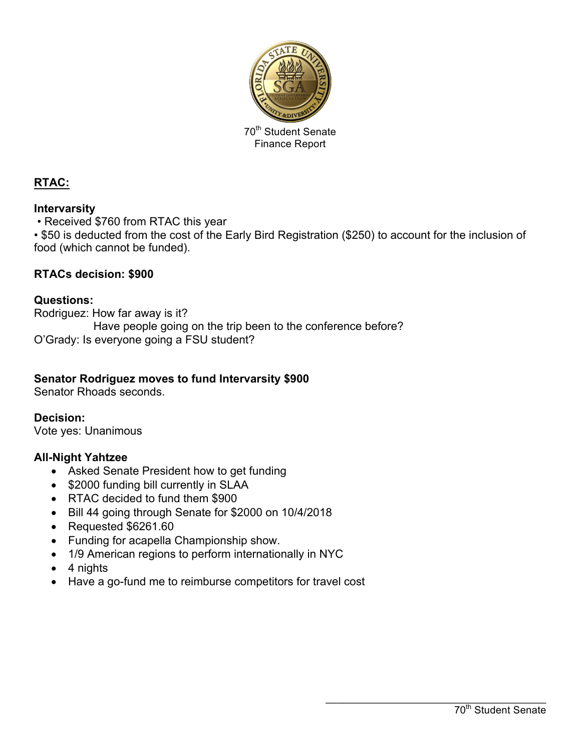70th Student Senate
Finance Report

**RTAC:**

**Intervarsity**

• Received $760 from RTAC this year
• $50 is deducted from the cost of the Early Bird Registration ($250) to account for the inclusion of food (which cannot be funded).

**RTACs decision: $900**

**Questions:**
Rodriguez: How far away is it?
Have people going on the trip been to the conference before?
O'Grady: Is everyone going a FSU student?

**Senator Rodriguez moves to fund Intervarsity $900**
Senator Rhoads seconds.

**Decision:**
Vote yes: Unanimous

**All-Night Yahtzee**

- Asked Senate President how to get funding
- $2000 funding bill currently in SLAA
- RTAC decided to fund them $900
- Bill 44 going through Senate for $2000 on 10/4/2018
- Requested $6261.60
- Funding for acapella Championship show.
- 1/9 American regions to perform internationally in NYC
- 4 nights
- Have a go-fund me to reimburse competitors for travel cost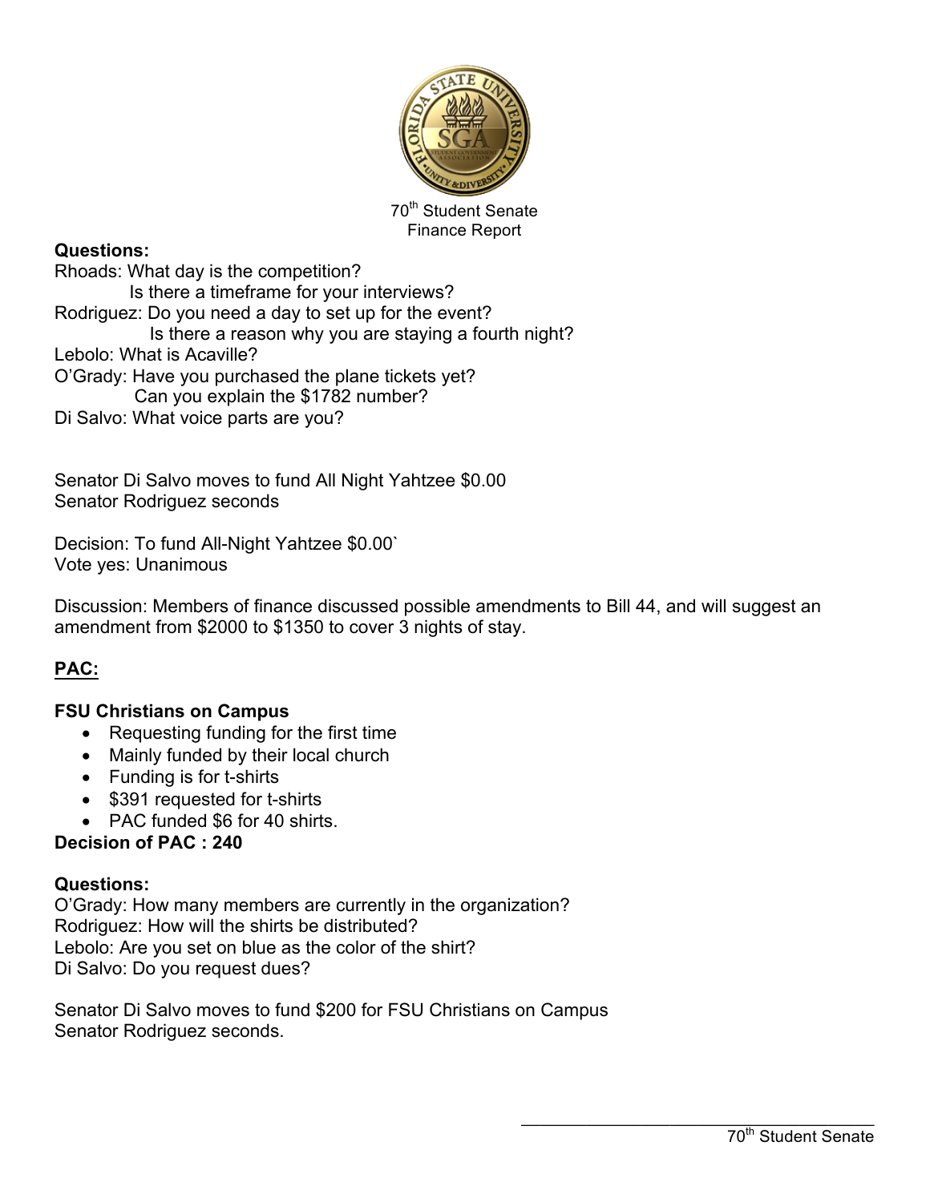70th Student Senate
Finance Report

**Questions:**

Rhoads: What day is the competition?
Is there a timeframe for your interviews?
Rodriguez: Do you need a day to set up for the event?
Is there a reason why you are staying a fourth night?
Lebolo: What is Acaville?
O'Grady: Have you purchased the plane tickets yet?
Can you explain the $1782 number?
Di Salvo: What voice parts are you?

Senator Di Salvo moves to fund All Night Yahtzee $0.00
Senator Rodriguez seconds

Decision: To fund All-Night Yahtzee $0.00`
Vote yes: Unanimous

Discussion: Members of finance discussed possible amendments to Bill 44, and will suggest an amendment from $2000 to $1350 to cover 3 nights of stay.

## PAC:

### FSU Christians on Campus

- Requesting funding for the first time
- Mainly funded by their local church
- Funding is for t-shirts
- $391 requested for t-shirts
- PAC funded $6 for 40 shirts.

**Decision of PAC : 240**

**Questions:**

O'Grady: How many members are currently in the organization?
Rodriguez: How will the shirts be distributed?
Lebolo: Are you set on blue as the color of the shirt?
Di Salvo: Do you request dues?

Senator Di Salvo moves to fund $200 for FSU Christians on Campus
Senator Rodriguez seconds.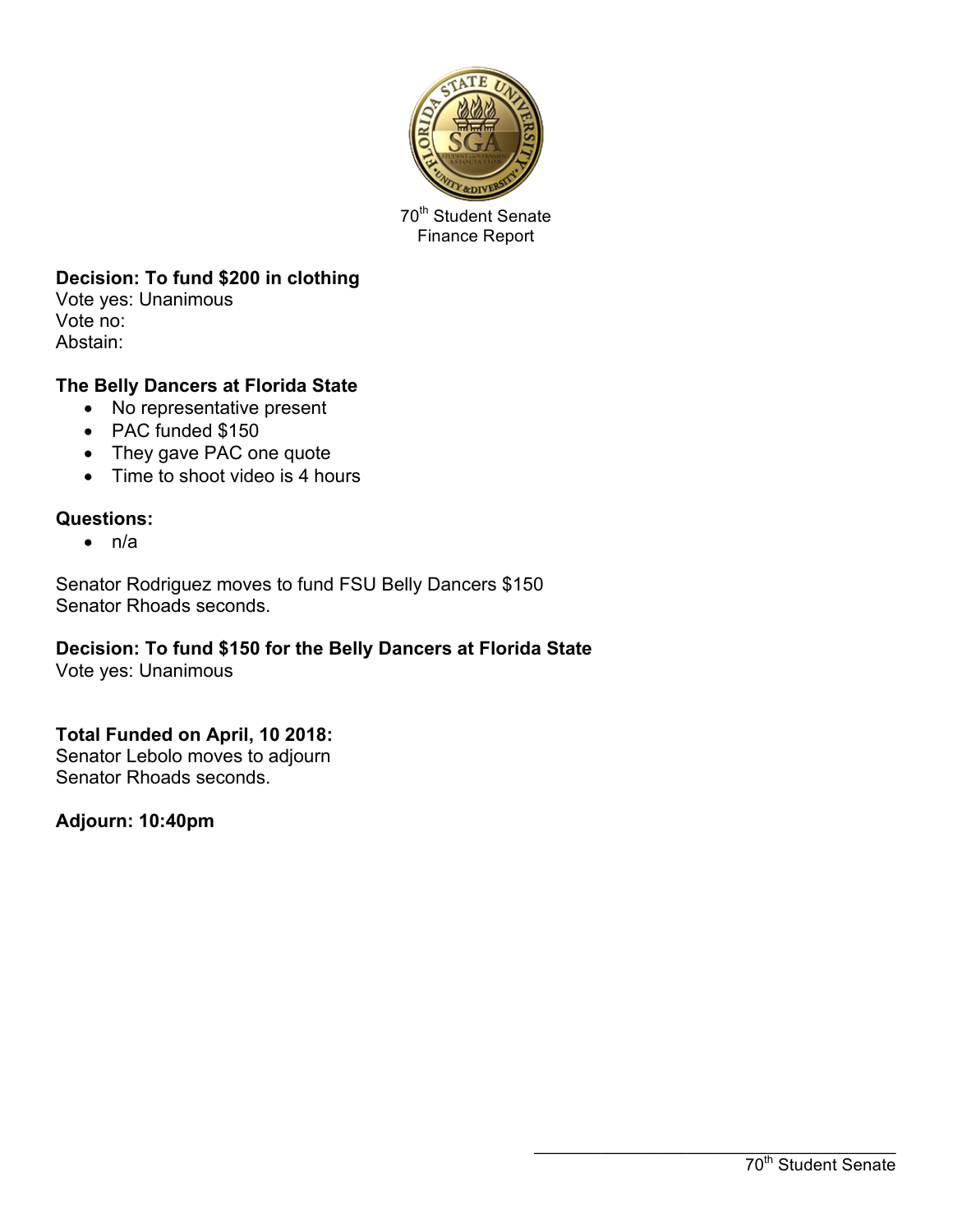70th Student Senate
Finance Report

**Decision: To fund $200 in clothing**
Vote yes: Unanimous
Vote no:
Abstain:

**The Belly Dancers at Florida State**

- No representative present
- PAC funded $150
- They gave PAC one quote
- Time to shoot video is 4 hours

**Questions:**

- n/a

Senator Rodriguez moves to fund FSU Belly Dancers $150
Senator Rhoads seconds.

**Decision: To fund $150 for the Belly Dancers at Florida State**
Vote yes: Unanimous

**Total Funded on April, 10 2018:**
Senator Lebolo moves to adjourn
Senator Rhoads seconds.

**Adjourn: 10:40pm**